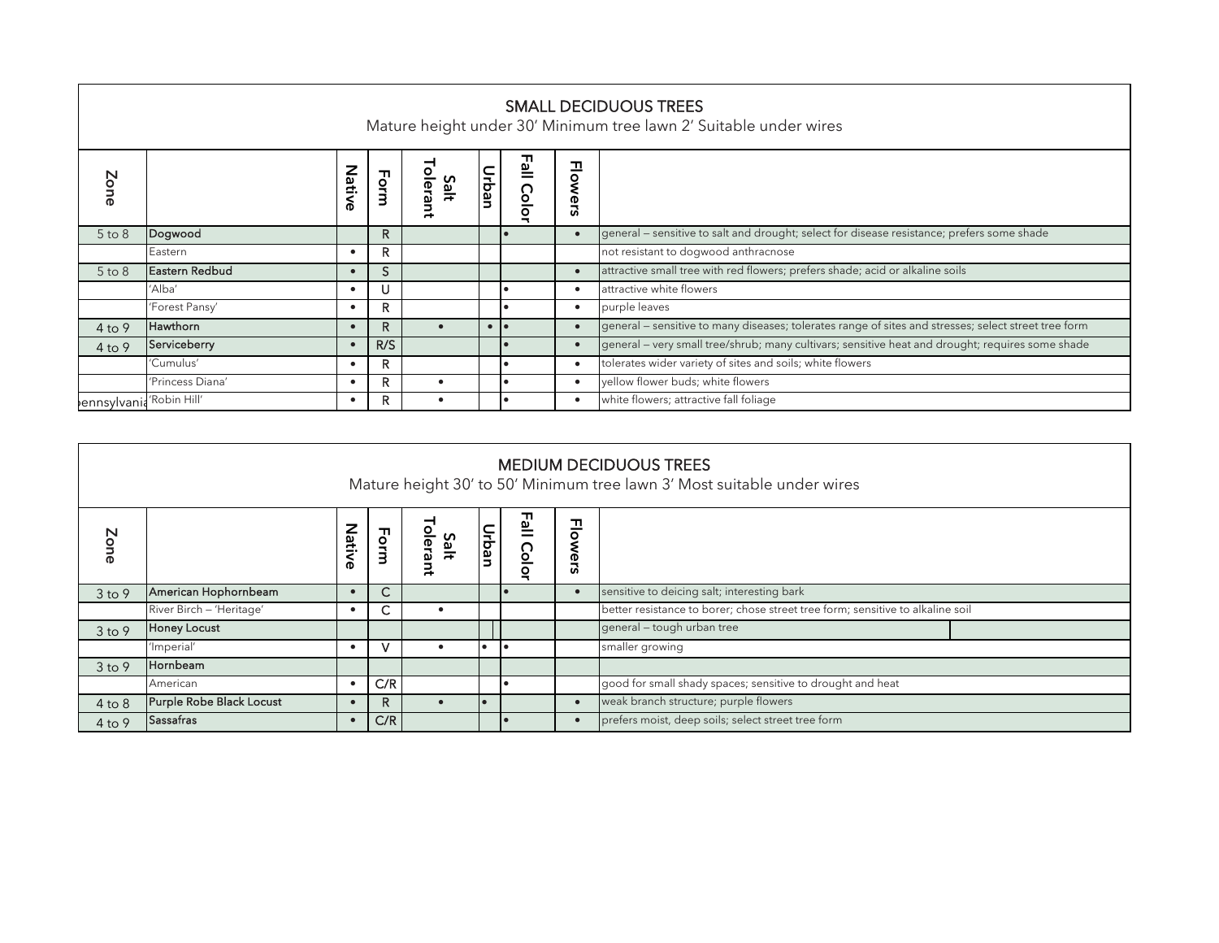## SMALL DECIDUOUS TREES

Mature height under 30′ Minimum tree lawn 2′ Suitable under wires

| Zone | | Native | Form | Salt Tolerant | Urban | Fall Color | Flowers | |
|---|---|---|---|---|---|---|---|---|
| 5 to 8 | **Dogwood** | | R | | | • | • | general – sensitive to salt and drought; select for disease resistance; prefers some shade |
| | Eastern | • | R | | | | | not resistant to dogwood anthracnose |
| 5 to 8 | **Eastern Redbud** | • | S | | | | • | attractive small tree with red flowers; prefers shade; acid or alkaline soils |
| | 'Alba' | • | U | | | • | • | attractive white flowers |
| | 'Forest Pansy' | • | R | | | • | • | purple leaves |
| 4 to 9 | **Hawthorn** | • | R | • | • | • | • | general – sensitive to many diseases; tolerates range of sites and stresses; select street tree form |
| 4 to 9 | **Serviceberry** | • | R/S | | | • | • | general – very small tree/shrub; many cultivars; sensitive heat and drought; requires some shade |
| | 'Cumulus' | • | R | | | • | • | tolerates wider variety of sites and soils; white flowers |
| | 'Princess Diana' | • | R | • | | • | • | yellow flower buds; white flowers |
| ennsylvania | 'Robin Hill' | • | R | • | | • | • | white flowers; attractive fall foliage |

## MEDIUM DECIDUOUS TREES

Mature height 30′ to 50′ Minimum tree lawn 3′ Most suitable under wires

| Zone | | Native | Form | Salt Tolerant | Urban | Fall Color | Flowers | |
|---|---|---|---|---|---|---|---|---|
| 3 to 9 | **American Hophornbeam** | • | C | | | • | • | sensitive to deicing salt; interesting bark |
| | River Birch – 'Heritage' | • | C | • | | | | better resistance to borer; chose street tree form; sensitive to alkaline soil |
| 3 to 9 | **Honey Locust** | | | | | | | general – tough urban tree |
| | 'Imperial' | • | V | • | • | • | | smaller growing |
| 3 to 9 | **Hornbeam** | | | | | | | |
| | American | • | C/R | | | • | | good for small shady spaces; sensitive to drought and heat |
| 4 to 8 | **Purple Robe Black Locust** | • | R | • | • | | • | weak branch structure; purple flowers |
| 4 to 9 | **Sassafras** | • | C/R | | | • | • | prefers moist, deep soils; select street tree form |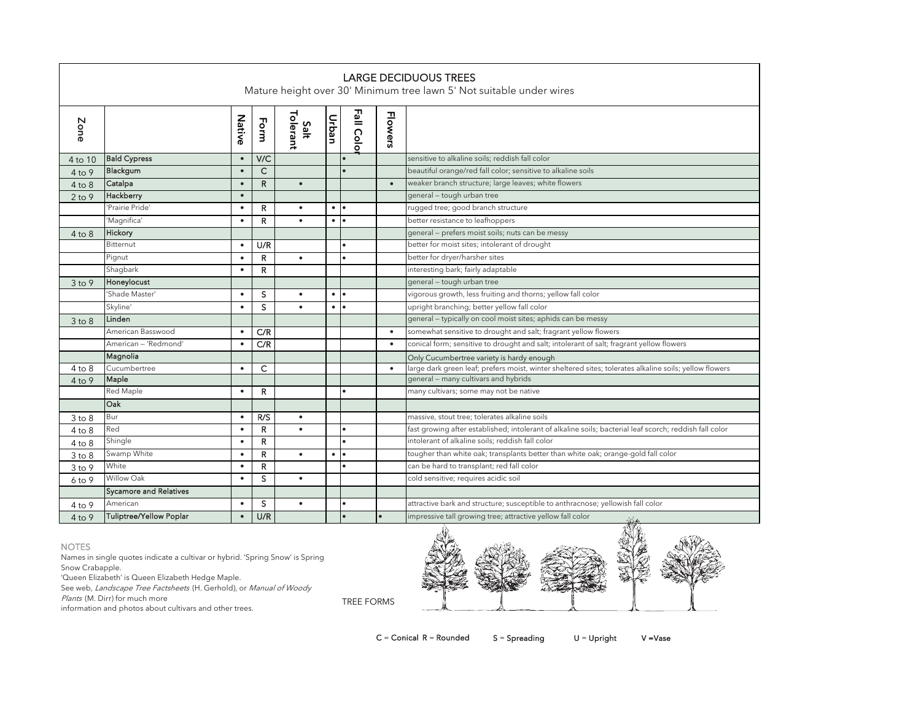# LARGE DECIDUOUS TREES

Mature height over 30' Minimum tree lawn 5' Not suitable under wires

| Zone | | Native | Form | Salt Tolerant | Urban | Fall Color | Flowers | |
|---|---|---|---|---|---|---|---|---|
| 4 to 10 | **Bald Cypress** | • | V/C | | | • | | sensitive to alkaline soils; reddish fall color |
| 4 to 9 | **Blackgum** | • | C | | | • | | beautiful orange/red fall color; sensitive to alkaline soils |
| 4 to 8 | **Catalpa** | • | R | • | | | • | weaker branch structure; large leaves; white flowers |
| 2 to 9 | **Hackberry** | • | | | | | | general – tough urban tree |
| | 'Prairie Pride' | • | R | • | • | • | | rugged tree; good branch structure |
| | 'Magnifica' | • | R | • | • | • | | better resistance to leafhoppers |
| 4 to 8 | **Hickory** | | | | | | | general – prefers moist soils; nuts can be messy |
| | Bitternut | • | U/R | | | • | | better for moist sites; intolerant of drought |
| | Pignut | • | R | • | | • | | better for dryer/harsher sites |
| | Shagbark | • | R | | | | | interesting bark; fairly adaptable |
| 3 to 9 | **Honeylocust** | | | | | | | general – tough urban tree |
| | 'Shade Master' | • | S | • | • | • | | vigorous growth, less fruiting and thorns; yellow fall color |
| | Skyline' | • | S | • | • | • | | upright branching; better yellow fall color |
| 3 to 8 | **Linden** | | | | | | | general – typically on cool moist sites; aphids can be messy |
| | American Basswood | • | C/R | | | | • | somewhat sensitive to drought and salt; fragrant yellow flowers |
| | American – 'Redmond' | • | C/R | | | | • | conical form; sensitive to drought and salt; intolerant of salt; fragrant yellow flowers |
| | **Magnolia** | | | | | | | Only Cucumbertree variety is hardy enough |
| 4 to 8 | Cucumbertree | • | C | | | | • | large dark green leaf; prefers moist, winter sheltered sites; tolerates alkaline soils; yellow flowers |
| 4 to 9 | **Maple** | | | | | | | general – many cultivars and hybrids |
| | Red Maple | • | R | | | • | | many cultivars; some may not be native |
| | **Oak** | | | | | | | |
| 3 to 8 | Bur | • | R/S | • | | | | massive, stout tree; tolerates alkaline soils |
| 4 to 8 | Red | • | R | • | | • | | fast growing after established; intolerant of alkaline soils; bacterial leaf scorch; reddish fall color |
| 4 to 8 | Shingle | • | R | | | • | | intolerant of alkaline soils; reddish fall color |
| 3 to 8 | Swamp White | • | R | • | • | • | | tougher than white oak; transplants better than white oak; orange-gold fall color |
| 3 to 9 | White | • | R | | | • | | can be hard to transplant; red fall color |
| 6 to 9 | Willow Oak | • | S | • | | | | cold sensitive; requires acidic soil |
| | **Sycamore and Relatives** | | | | | | | |
| 4 to 9 | American | • | S | • | | • | | attractive bark and structure; susceptible to anthracnose; yellowish fall color |
| 4 to 9 | **Tuliptree/Yellow Poplar** | • | U/R | | | • | • | impressive tall growing tree; attractive yellow fall color |

NOTES

Names in single quotes indicate a cultivar or hybrid. 'Spring Snow' is Spring Snow Crabapple.
'Queen Elizabeth' is Queen Elizabeth Hedge Maple.
See web, *Landscape Tree Factsheets* (H. Gerhold), or *Manual of Woody Plants* (M. Dirr) for much more information and photos about cultivars and other trees.

TREE FORMS

C = Conical R = Rounded S = Spreading U = Upright V =Vase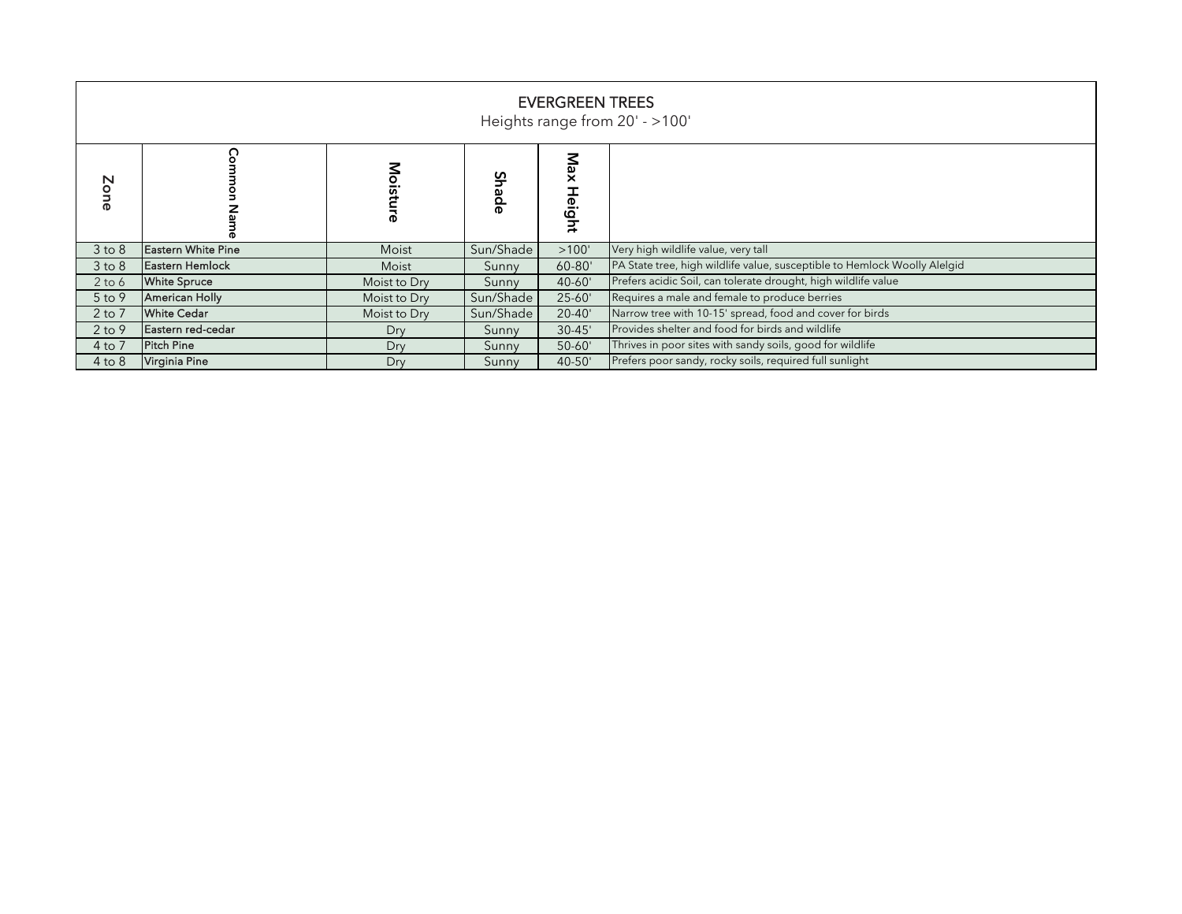# EVERGREEN TREES

Heights range from 20' - >100'

| Zone | Common Name | Moisture | Shade | Max Height | |
|---|---|---|---|---|---|
| 3 to 8 | Eastern White Pine | Moist | Sun/Shade | >100' | Very high wildlife value, very tall |
| 3 to 8 | Eastern Hemlock | Moist | Sunny | 60-80' | PA State tree, high wildlife value, susceptible to Hemlock Woolly Alelgid |
| 2 to 6 | White Spruce | Moist to Dry | Sunny | 40-60' | Prefers acidic Soil, can tolerate drought, high wildlife value |
| 5 to 9 | American Holly | Moist to Dry | Sun/Shade | 25-60' | Requires a male and female to produce berries |
| 2 to 7 | White Cedar | Moist to Dry | Sun/Shade | 20-40' | Narrow tree with 10-15' spread, food and cover for birds |
| 2 to 9 | Eastern red-cedar | Dry | Sunny | 30-45' | Provides shelter and food for birds and wildlife |
| 4 to 7 | Pitch Pine | Dry | Sunny | 50-60' | Thrives in poor sites with sandy soils, good for wildlife |
| 4 to 8 | Virginia Pine | Dry | Sunny | 40-50' | Prefers poor sandy, rocky soils, required full sunlight |